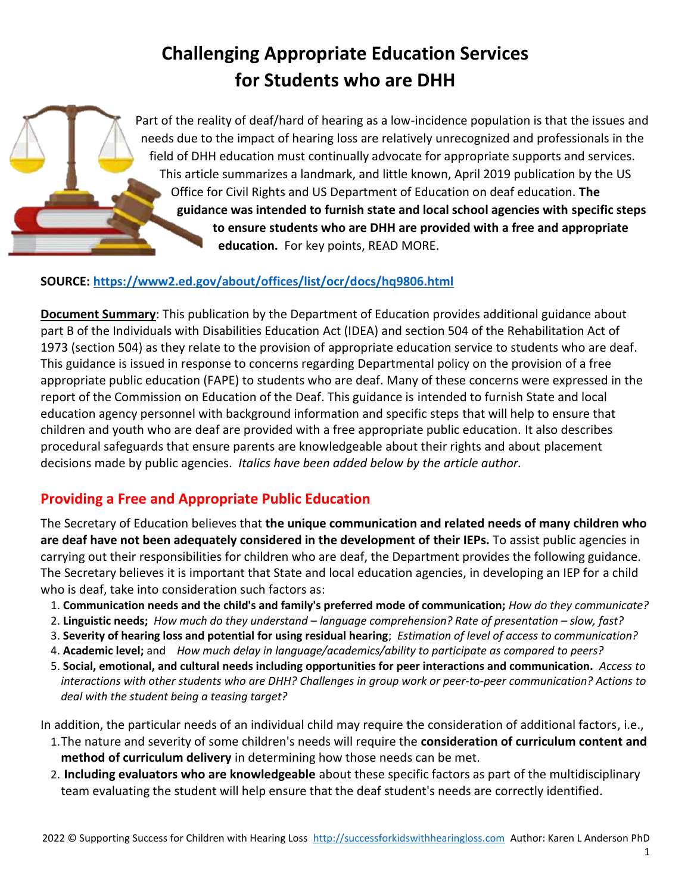# Challenging Appropriate Education Services for Students who are DHH

Part of the reality of deaf/hard of hearing as a low-incidence population is that the issues and needs due to the impact of hearing loss are relatively unrecognized and professionals in the field of DHH education must continually advocate for appropriate supports and services. This article summarizes a landmark, and little known, April 2019 publication by the US Office for Civil Rights and US Department of Education on deaf education. **The guidance was intended to furnish state and local school agencies with specific steps to ensure students who are DHH are provided with a free and appropriate education.** For key points, READ MORE.

**SOURCE: https://www2.ed.gov/about/offices/list/ocr/docs/hq9806.html**

**Document Summary**: This publication by the Department of Education provides additional guidance about part B of the Individuals with Disabilities Education Act (IDEA) and section 504 of the Rehabilitation Act of 1973 (section 504) as they relate to the provision of appropriate education service to students who are deaf. This guidance is issued in response to concerns regarding Departmental policy on the provision of a free appropriate public education (FAPE) to students who are deaf. Many of these concerns were expressed in the report of the Commission on Education of the Deaf. This guidance is intended to furnish State and local education agency personnel with background information and specific steps that will help to ensure that children and youth who are deaf are provided with a free appropriate public education. It also describes procedural safeguards that ensure parents are knowledgeable about their rights and about placement decisions made by public agencies. *Italics have been added below by the article author.*

## Providing a Free and Appropriate Public Education

The Secretary of Education believes that **the unique communication and related needs of many children who are deaf have not been adequately considered in the development of their IEPs.** To assist public agencies in carrying out their responsibilities for children who are deaf, the Department provides the following guidance. The Secretary believes it is important that State and local education agencies, in developing an IEP for a child who is deaf, take into consideration such factors as:

1. **Communication needs and the child's and family's preferred mode of communication;** *How do they communicate?*
2. **Linguistic needs;** *How much do they understand – language comprehension? Rate of presentation – slow, fast?*
3. **Severity of hearing loss and potential for using residual hearing**; *Estimation of level of access to communication?*
4. **Academic level;** and *How much delay in language/academics/ability to participate as compared to peers?*
5. **Social, emotional, and cultural needs including opportunities for peer interactions and communication.** *Access to interactions with other students who are DHH? Challenges in group work or peer-to-peer communication? Actions to deal with the student being a teasing target?*

In addition, the particular needs of an individual child may require the consideration of additional factors, i.e.,

1. The nature and severity of some children's needs will require the **consideration of curriculum content and method of curriculum delivery** in determining how those needs can be met.
2. **Including evaluators who are knowledgeable** about these specific factors as part of the multidisciplinary team evaluating the student will help ensure that the deaf student's needs are correctly identified.

2022 © Supporting Success for Children with Hearing Loss http://successforkidswithhearingloss.com Author: Karen L Anderson PhD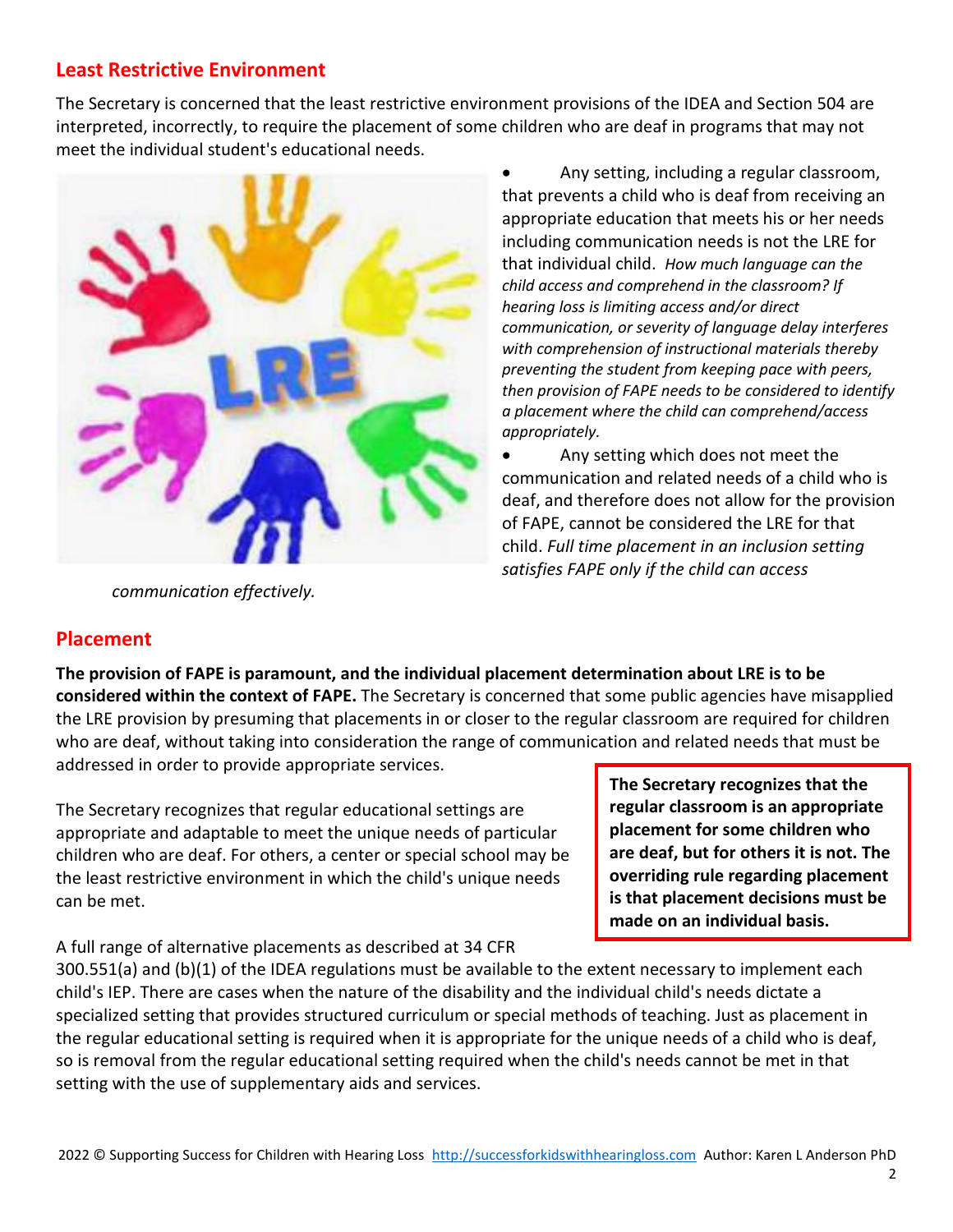## Least Restrictive Environment

The Secretary is concerned that the least restrictive environment provisions of the IDEA and Section 504 are interpreted, incorrectly, to require the placement of some children who are deaf in programs that may not meet the individual student's educational needs.

- Any setting, including a regular classroom, that prevents a child who is deaf from receiving an appropriate education that meets his or her needs including communication needs is not the LRE for that individual child. *How much language can the child access and comprehend in the classroom? If hearing loss is limiting access and/or direct communication, or severity of language delay interferes with comprehension of instructional materials thereby preventing the student from keeping pace with peers, then provision of FAPE needs to be considered to identify a placement where the child can comprehend/access appropriately.*
- Any setting which does not meet the communication and related needs of a child who is deaf, and therefore does not allow for the provision of FAPE, cannot be considered the LRE for that child. *Full time placement in an inclusion setting satisfies FAPE only if the child can access communication effectively.*

## Placement

**The provision of FAPE is paramount, and the individual placement determination about LRE is to be considered within the context of FAPE.** The Secretary is concerned that some public agencies have misapplied the LRE provision by presuming that placements in or closer to the regular classroom are required for children who are deaf, without taking into consideration the range of communication and related needs that must be addressed in order to provide appropriate services.

The Secretary recognizes that regular educational settings are appropriate and adaptable to meet the unique needs of particular children who are deaf. For others, a center or special school may be the least restrictive environment in which the child's unique needs can be met.

**The Secretary recognizes that the regular classroom is an appropriate placement for some children who are deaf, but for others it is not. The overriding rule regarding placement is that placement decisions must be made on an individual basis.**

A full range of alternative placements as described at 34 CFR 300.551(a) and (b)(1) of the IDEA regulations must be available to the extent necessary to implement each child's IEP. There are cases when the nature of the disability and the individual child's needs dictate a specialized setting that provides structured curriculum or special methods of teaching. Just as placement in the regular educational setting is required when it is appropriate for the unique needs of a child who is deaf, so is removal from the regular educational setting required when the child's needs cannot be met in that setting with the use of supplementary aids and services.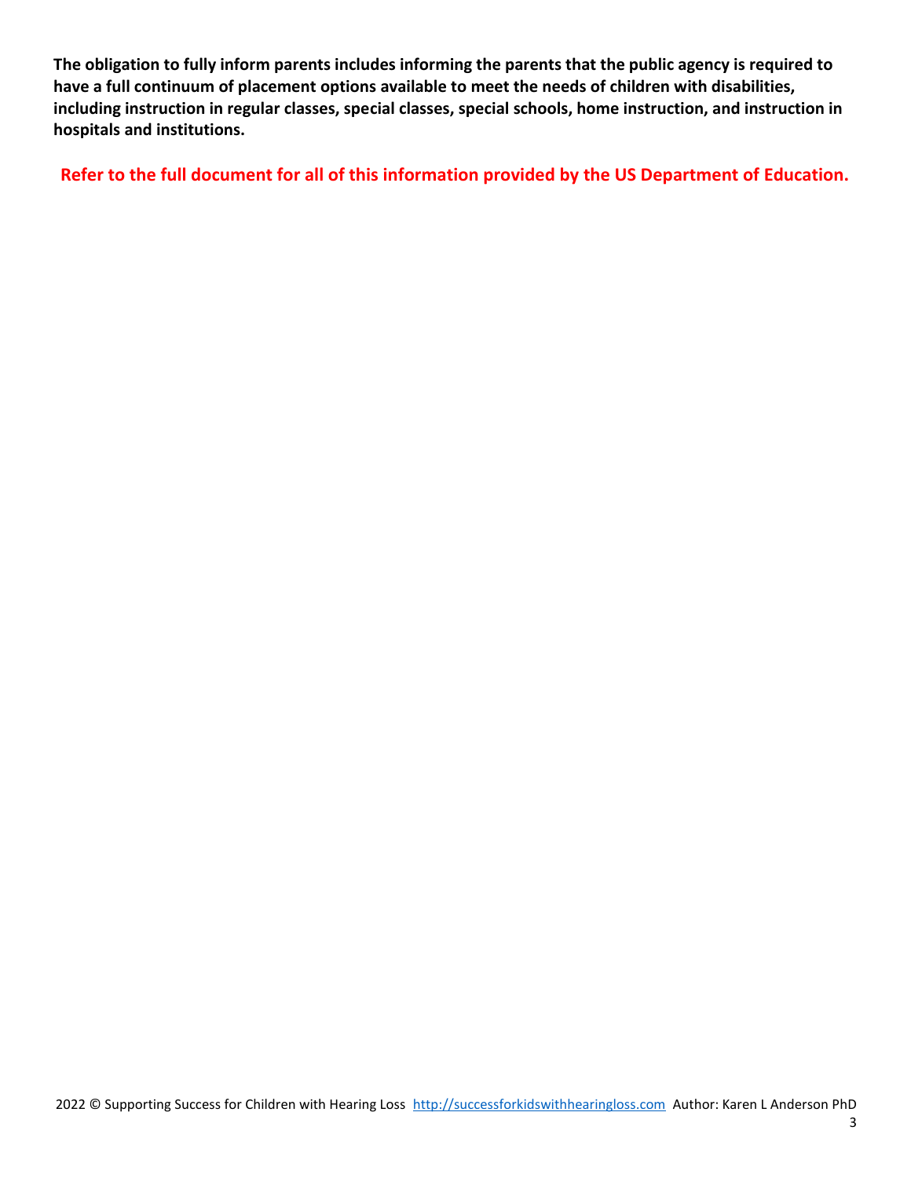**The obligation to fully inform parents includes informing the parents that the public agency is required to have a full continuum of placement options available to meet the needs of children with disabilities, including instruction in regular classes, special classes, special schools, home instruction, and instruction in hospitals and institutions.**

**Refer to the full document for all of this information provided by the US Department of Education.**